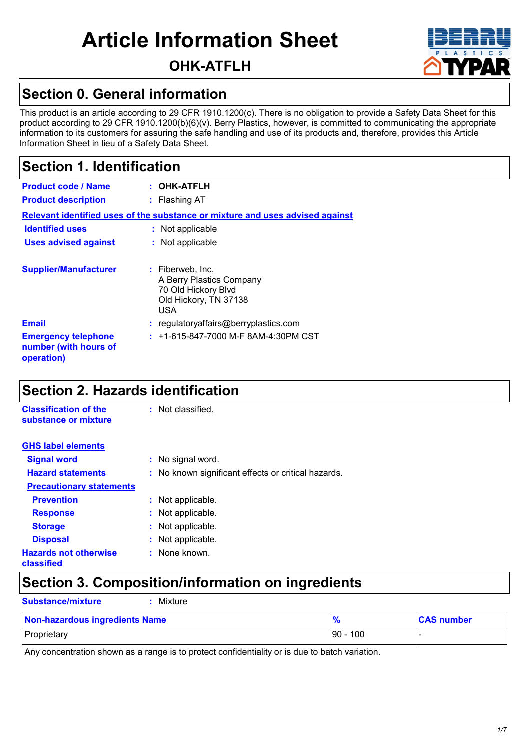# Article Information Sheet

## OHK-ATFLH

## Section 0. General information

This product is an article according to 29 CFR 1910.1200(c). There is no obligation to provide a Safety Data Sheet for this product according to 29 CFR 1910.1200(b)(6)(v). Berry Plastics, however, is committed to communicating the appropriate information to its customers for assuring the safe handling and use of its products and, therefore, provides this Article Information Sheet in lieu of a Safety Data Sheet.

## Section 1. Identification

**Product code / Name** : **OHK-ATFLH**

**Product description** : Flashing AT

**Relevant identified uses of the substance or mixture and uses advised against**

**Identified uses** : Not applicable

**Uses advised against** : Not applicable

**Supplier/Manufacturer** : Fiberweb, Inc.
A Berry Plastics Company
70 Old Hickory Blvd
Old Hickory, TN 37138
USA

**Email** : regulatoryaffairs@berryplastics.com

**Emergency telephone number (with hours of operation)** : +1-615-847-7000 M-F 8AM-4:30PM CST

## Section 2. Hazards identification

**Classification of the substance or mixture** : Not classified.

**GHS label elements**

**Signal word** : No signal word.

**Hazard statements** : No known significant effects or critical hazards.

**Precautionary statements**

**Prevention** : Not applicable.

**Response** : Not applicable.

**Storage** : Not applicable.

**Disposal** : Not applicable.

**Hazards not otherwise classified** : None known.

## Section 3. Composition/information on ingredients

**Substance/mixture** : Mixture

| Non-hazardous ingredients Name | % | CAS number |
|---|---|---|
| Proprietary | 90 - 100 | - |

Any concentration shown as a range is to protect confidentiality or is due to batch variation.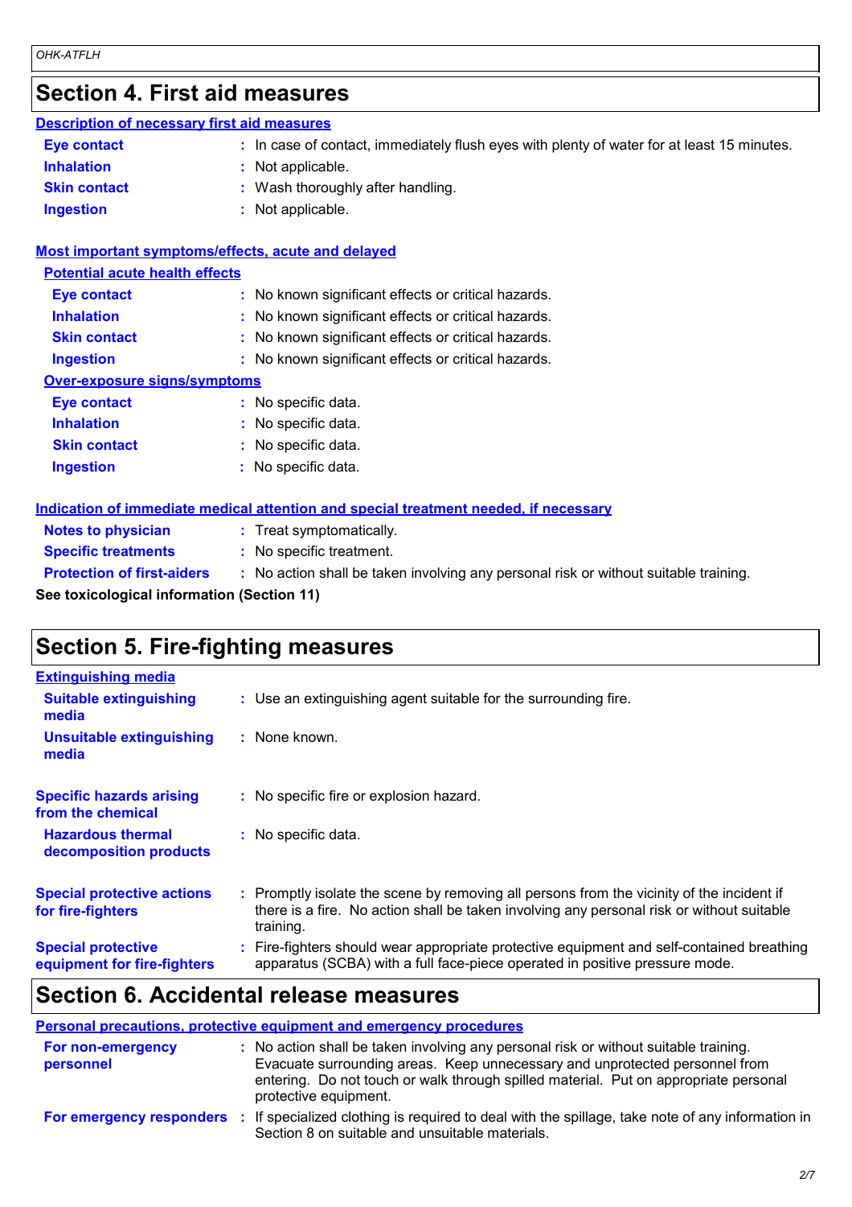## Section 4. First aid measures

### Description of necessary first aid measures

| | |
|---|---|
| **Eye contact** | In case of contact, immediately flush eyes with plenty of water for at least 15 minutes. |
| **Inhalation** | Not applicable. |
| **Skin contact** | Wash thoroughly after handling. |
| **Ingestion** | Not applicable. |

### Most important symptoms/effects, acute and delayed

#### Potential acute health effects

| | |
|---|---|
| **Eye contact** | No known significant effects or critical hazards. |
| **Inhalation** | No known significant effects or critical hazards. |
| **Skin contact** | No known significant effects or critical hazards. |
| **Ingestion** | No known significant effects or critical hazards. |

#### Over-exposure signs/symptoms

| | |
|---|---|
| **Eye contact** | No specific data. |
| **Inhalation** | No specific data. |
| **Skin contact** | No specific data. |
| **Ingestion** | No specific data. |

### Indication of immediate medical attention and special treatment needed, if necessary

| | |
|---|---|
| **Notes to physician** | Treat symptomatically. |
| **Specific treatments** | No specific treatment. |
| **Protection of first-aiders** | No action shall be taken involving any personal risk or without suitable training. |

**See toxicological information (Section 11)**

## Section 5. Fire-fighting measures

### Extinguishing media

| | |
|---|---|
| **Suitable extinguishing media** | Use an extinguishing agent suitable for the surrounding fire. |
| **Unsuitable extinguishing media** | None known. |

| | |
|---|---|
| **Specific hazards arising from the chemical** | No specific fire or explosion hazard. |
| **Hazardous thermal decomposition products** | No specific data. |
| **Special protective actions for fire-fighters** | Promptly isolate the scene by removing all persons from the vicinity of the incident if there is a fire. No action shall be taken involving any personal risk or without suitable training. |
| **Special protective equipment for fire-fighters** | Fire-fighters should wear appropriate protective equipment and self-contained breathing apparatus (SCBA) with a full face-piece operated in positive pressure mode. |

## Section 6. Accidental release measures

### Personal precautions, protective equipment and emergency procedures

| | |
|---|---|
| **For non-emergency personnel** | No action shall be taken involving any personal risk or without suitable training. Evacuate surrounding areas. Keep unnecessary and unprotected personnel from entering. Do not touch or walk through spilled material. Put on appropriate personal protective equipment. |
| **For emergency responders** | If specialized clothing is required to deal with the spillage, take note of any information in Section 8 on suitable and unsuitable materials. |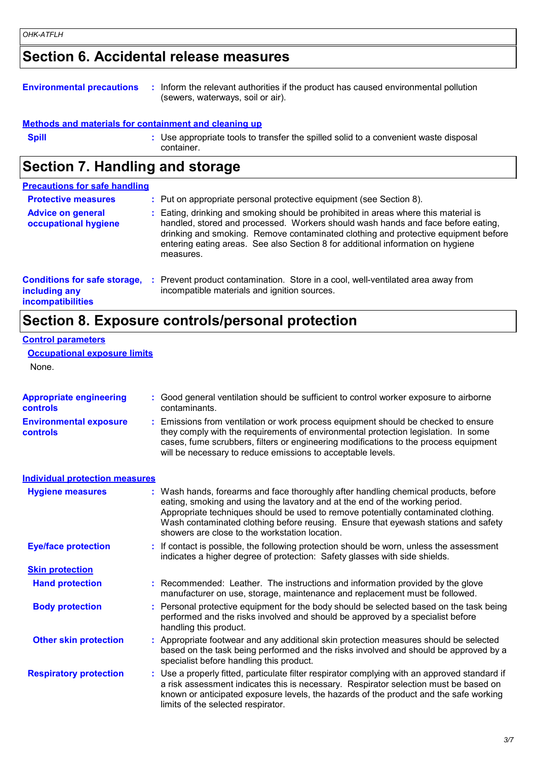## Section 6. Accidental release measures

**Environmental precautions** : Inform the relevant authorities if the product has caused environmental pollution (sewers, waterways, soil or air).

**Methods and materials for containment and cleaning up**

**Spill** : Use appropriate tools to transfer the spilled solid to a convenient waste disposal container.

## Section 7. Handling and storage

**Precautions for safe handling**

**Protective measures** : Put on appropriate personal protective equipment (see Section 8).

**Advice on general occupational hygiene** : Eating, drinking and smoking should be prohibited in areas where this material is handled, stored and processed. Workers should wash hands and face before eating, drinking and smoking. Remove contaminated clothing and protective equipment before entering eating areas. See also Section 8 for additional information on hygiene measures.

**Conditions for safe storage, including any incompatibilities** : Prevent product contamination. Store in a cool, well-ventilated area away from incompatible materials and ignition sources.

## Section 8. Exposure controls/personal protection

**Control parameters**

**Occupational exposure limits**

None.

**Appropriate engineering controls** : Good general ventilation should be sufficient to control worker exposure to airborne contaminants.

**Environmental exposure controls** : Emissions from ventilation or work process equipment should be checked to ensure they comply with the requirements of environmental protection legislation. In some cases, fume scrubbers, filters or engineering modifications to the process equipment will be necessary to reduce emissions to acceptable levels.

**Individual protection measures**

**Hygiene measures** : Wash hands, forearms and face thoroughly after handling chemical products, before eating, smoking and using the lavatory and at the end of the working period. Appropriate techniques should be used to remove potentially contaminated clothing. Wash contaminated clothing before reusing. Ensure that eyewash stations and safety showers are close to the workstation location.

**Eye/face protection** : If contact is possible, the following protection should be worn, unless the assessment indicates a higher degree of protection: Safety glasses with side shields.

**Skin protection**

**Hand protection** : Recommended: Leather. The instructions and information provided by the glove manufacturer on use, storage, maintenance and replacement must be followed.

**Body protection** : Personal protective equipment for the body should be selected based on the task being performed and the risks involved and should be approved by a specialist before handling this product.

**Other skin protection** : Appropriate footwear and any additional skin protection measures should be selected based on the task being performed and the risks involved and should be approved by a specialist before handling this product.

**Respiratory protection** : Use a properly fitted, particulate filter respirator complying with an approved standard if a risk assessment indicates this is necessary. Respirator selection must be based on known or anticipated exposure levels, the hazards of the product and the safe working limits of the selected respirator.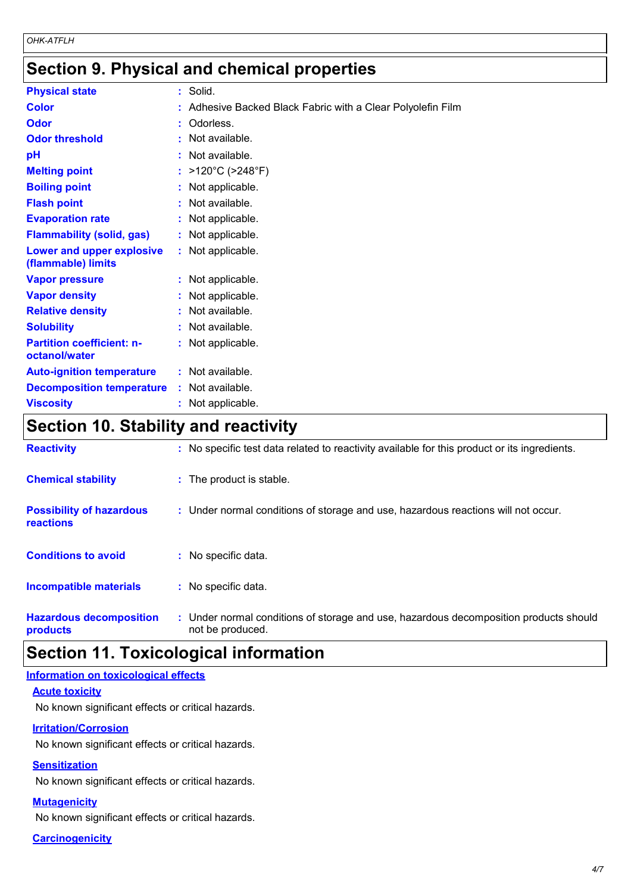## Section 9. Physical and chemical properties

| Property | Value |
|---|---|
| Physical state | Solid. |
| Color | Adhesive Backed Black Fabric with a Clear Polyolefin Film |
| Odor | Odorless. |
| Odor threshold | Not available. |
| pH | Not available. |
| Melting point | >120°C (>248°F) |
| Boiling point | Not applicable. |
| Flash point | Not available. |
| Evaporation rate | Not applicable. |
| Flammability (solid, gas) | Not applicable. |
| Lower and upper explosive (flammable) limits | Not applicable. |
| Vapor pressure | Not applicable. |
| Vapor density | Not applicable. |
| Relative density | Not available. |
| Solubility | Not available. |
| Partition coefficient: n-octanol/water | Not applicable. |
| Auto-ignition temperature | Not available. |
| Decomposition temperature | Not available. |
| Viscosity | Not applicable. |

## Section 10. Stability and reactivity

| Property | Value |
|---|---|
| Reactivity | No specific test data related to reactivity available for this product or its ingredients. |
| Chemical stability | The product is stable. |
| Possibility of hazardous reactions | Under normal conditions of storage and use, hazardous reactions will not occur. |
| Conditions to avoid | No specific data. |
| Incompatible materials | No specific data. |
| Hazardous decomposition products | Under normal conditions of storage and use, hazardous decomposition products should not be produced. |

## Section 11. Toxicological information

### Information on toxicological effects

**Acute toxicity**

No known significant effects or critical hazards.

**Irritation/Corrosion**

No known significant effects or critical hazards.

**Sensitization**

No known significant effects or critical hazards.

**Mutagenicity**

No known significant effects or critical hazards.

**Carcinogenicity**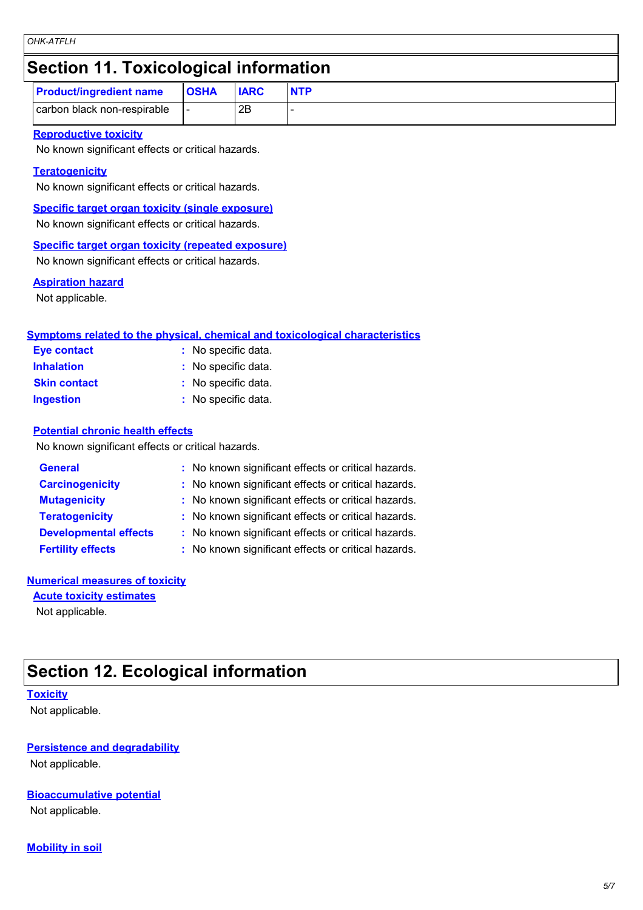# Section 11. Toxicological information

| Product/ingredient name | OSHA | IARC | NTP |
| --- | --- | --- | --- |
| carbon black non-respirable | - | 2B | - |

**Reproductive toxicity**

No known significant effects or critical hazards.

**Teratogenicity**

No known significant effects or critical hazards.

**Specific target organ toxicity (single exposure)**

No known significant effects or critical hazards.

**Specific target organ toxicity (repeated exposure)**

No known significant effects or critical hazards.

**Aspiration hazard**

Not applicable.

**Symptoms related to the physical, chemical and toxicological characteristics**

**Eye contact** : No specific data.
**Inhalation** : No specific data.
**Skin contact** : No specific data.
**Ingestion** : No specific data.

**Potential chronic health effects**

No known significant effects or critical hazards.

**General** : No known significant effects or critical hazards.
**Carcinogenicity** : No known significant effects or critical hazards.
**Mutagenicity** : No known significant effects or critical hazards.
**Teratogenicity** : No known significant effects or critical hazards.
**Developmental effects** : No known significant effects or critical hazards.
**Fertility effects** : No known significant effects or critical hazards.

**Numerical measures of toxicity**

**Acute toxicity estimates**

Not applicable.

# Section 12. Ecological information

**Toxicity**

Not applicable.

**Persistence and degradability**

Not applicable.

**Bioaccumulative potential**

Not applicable.

**Mobility in soil**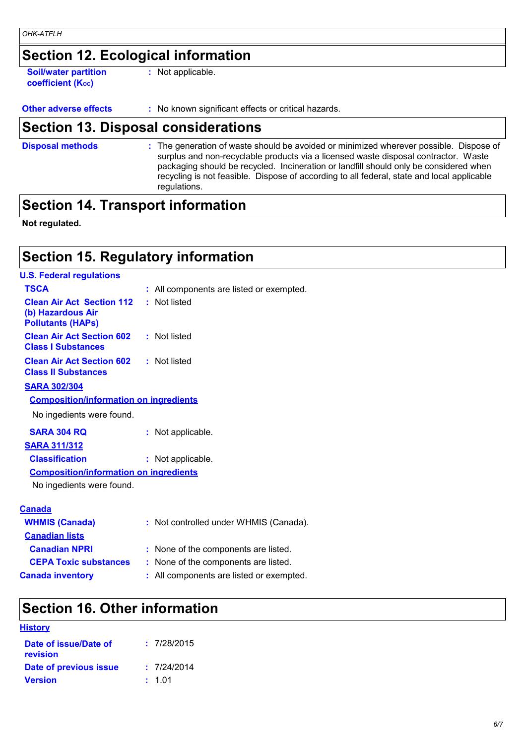## Section 12. Ecological information

**Soil/water partition coefficient ($K_{OC}$)** : Not applicable.

**Other adverse effects** : No known significant effects or critical hazards.

## Section 13. Disposal considerations

**Disposal methods** : The generation of waste should be avoided or minimized wherever possible. Dispose of surplus and non-recyclable products via a licensed waste disposal contractor. Waste packaging should be recycled. Incineration or landfill should only be considered when recycling is not feasible. Dispose of according to all federal, state and local applicable regulations.

## Section 14. Transport information

**Not regulated.**

## Section 15. Regulatory information

### U.S. Federal regulations

**TSCA** : All components are listed or exempted.

**Clean Air Act Section 112 (b) Hazardous Air Pollutants (HAPs)** : Not listed

**Clean Air Act Section 602 Class I Substances** : Not listed

**Clean Air Act Section 602 Class II Substances** : Not listed

**SARA 302/304**

**Composition/information on ingredients**

No ingredients were found.

**SARA 304 RQ** : Not applicable.

**SARA 311/312**

**Classification** : Not applicable.

**Composition/information on ingredients**

No ingredients were found.

### Canada

**WHMIS (Canada)** : Not controlled under WHMIS (Canada).

**Canadian lists**

**Canadian NPRI** : None of the components are listed.

**CEPA Toxic substances** : None of the components are listed.

**Canada inventory** : All components are listed or exempted.

## Section 16. Other information

**History**

**Date of issue/Date of revision** : 7/28/2015

**Date of previous issue** : 7/24/2014

**Version** : 1.01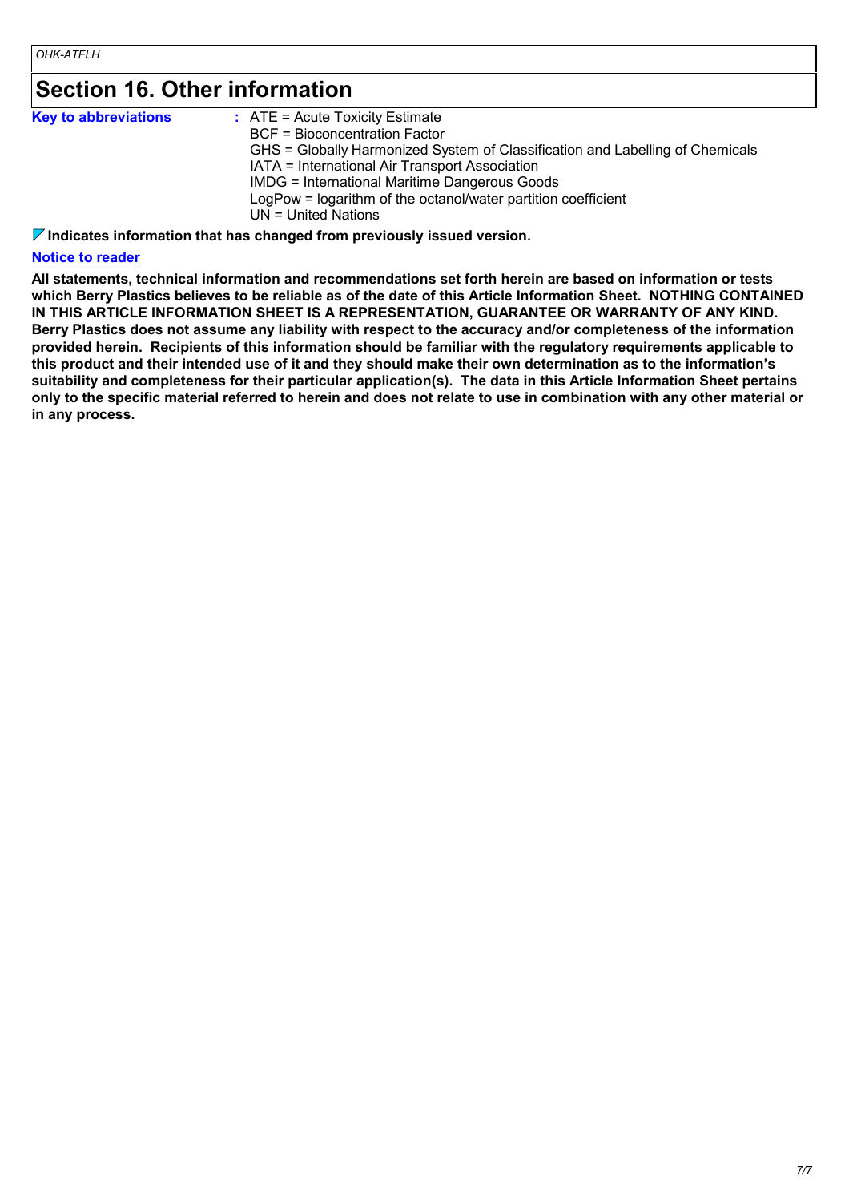## Section 16. Other information

**Key to abbreviations** : ATE = Acute Toxicity Estimate
BCF = Bioconcentration Factor
GHS = Globally Harmonized System of Classification and Labelling of Chemicals
IATA = International Air Transport Association
IMDG = International Maritime Dangerous Goods
LogPow = logarithm of the octanol/water partition coefficient
UN = United Nations

**Indicates information that has changed from previously issued version.**

**Notice to reader**

**All statements, technical information and recommendations set forth herein are based on information or tests which Berry Plastics believes to be reliable as of the date of this Article Information Sheet. NOTHING CONTAINED IN THIS ARTICLE INFORMATION SHEET IS A REPRESENTATION, GUARANTEE OR WARRANTY OF ANY KIND. Berry Plastics does not assume any liability with respect to the accuracy and/or completeness of the information provided herein. Recipients of this information should be familiar with the regulatory requirements applicable to this product and their intended use of it and they should make their own determination as to the information's suitability and completeness for their particular application(s). The data in this Article Information Sheet pertains only to the specific material referred to herein and does not relate to use in combination with any other material or in any process.**